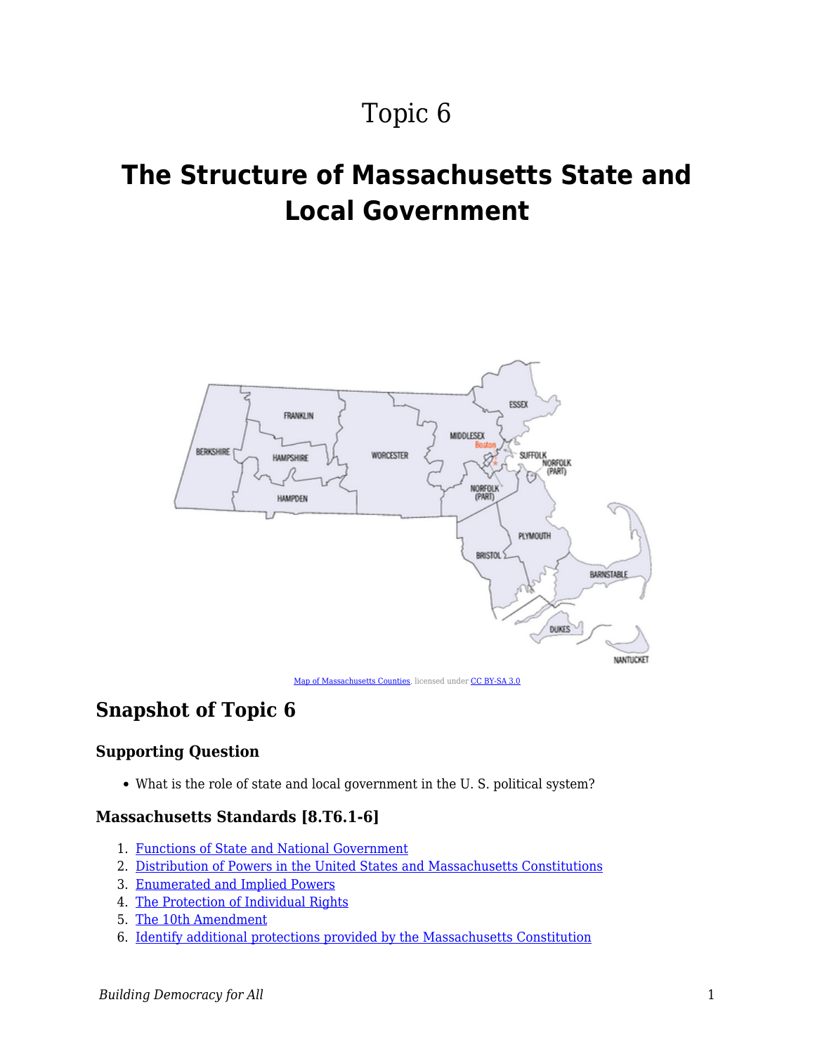# Topic 6

## The Structure of Massachusetts State and Local Government

Map of Massachusetts Counties, licensed under CC BY-SA 3.0

## Snapshot of Topic 6

### Supporting Question

- What is the role of state and local government in the U. S. political system?

### Massachusetts Standards [8.T6.1-6]

1. Functions of State and National Government
2. Distribution of Powers in the United States and Massachusetts Constitutions
3. Enumerated and Implied Powers
4. The Protection of Individual Rights
5. The 10th Amendment
6. Identify additional protections provided by the Massachusetts Constitution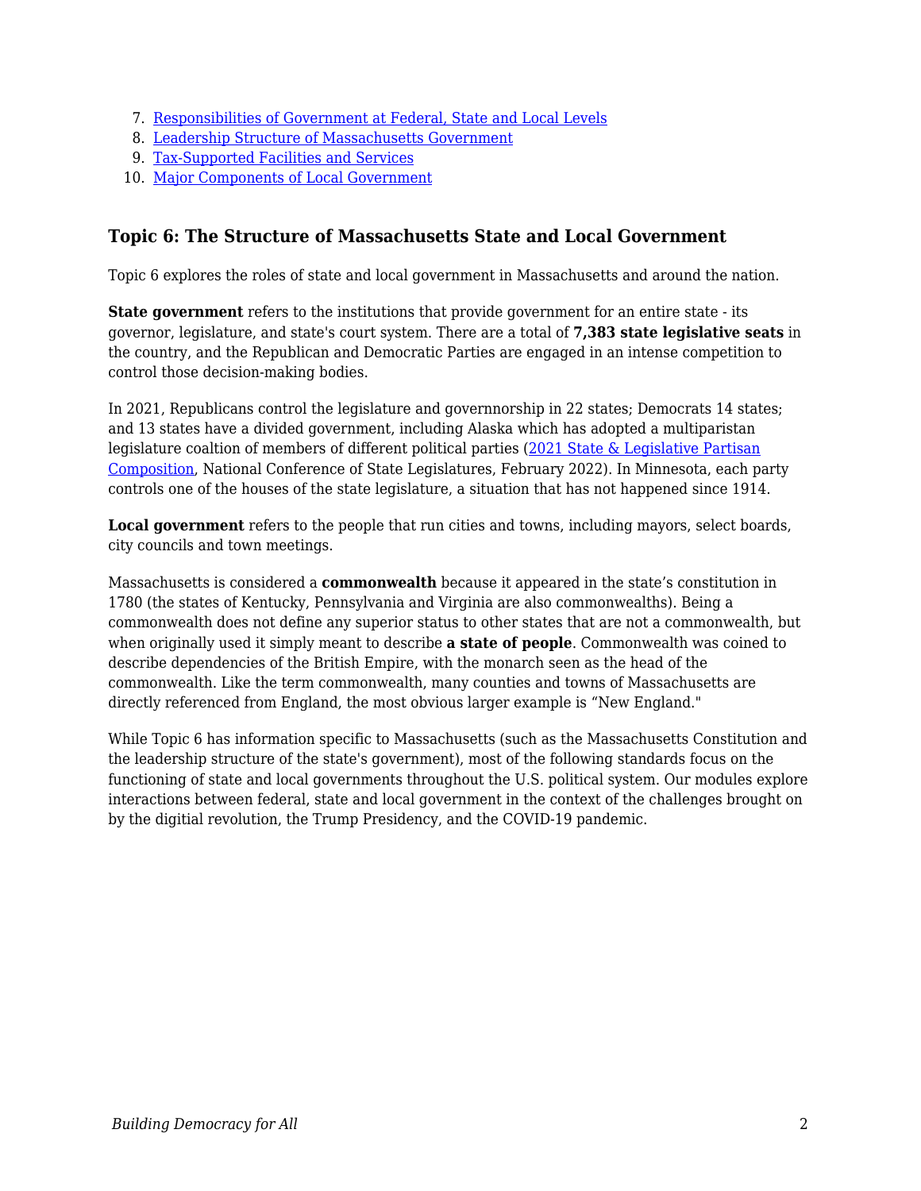7. [Responsibilities of Government at Federal, State and Local Levels]()
8. [Leadership Structure of Massachusetts Government]()
9. [Tax-Supported Facilities and Services]()
10. [Major Components of Local Government]()

### Topic 6: The Structure of Massachusetts State and Local Government

Topic 6 explores the roles of state and local government in Massachusetts and around the nation.

**State government** refers to the institutions that provide government for an entire state - its governor, legislature, and state's court system. There are a total of **7,383 state legislative seats** in the country, and the Republican and Democratic Parties are engaged in an intense competition to control those decision-making bodies.

In 2021, Republicans control the legislature and governnorship in 22 states; Democrats 14 states; and 13 states have a divided government, including Alaska which has adopted a multiparistan legislature coaltion of members of different political parties ([2021 State & Legislative Partisan Composition](), National Conference of State Legislatures, February 2022). In Minnesota, each party controls one of the houses of the state legislature, a situation that has not happened since 1914.

**Local government** refers to the people that run cities and towns, including mayors, select boards, city councils and town meetings.

Massachusetts is considered a **commonwealth** because it appeared in the state's constitution in 1780 (the states of Kentucky, Pennsylvania and Virginia are also commonwealths). Being a commonwealth does not define any superior status to other states that are not a commonwealth, but when originally used it simply meant to describe **a state of people**. Commonwealth was coined to describe dependencies of the British Empire, with the monarch seen as the head of the commonwealth. Like the term commonwealth, many counties and towns of Massachusetts are directly referenced from England, the most obvious larger example is "New England."

While Topic 6 has information specific to Massachusetts (such as the Massachusetts Constitution and the leadership structure of the state's government), most of the following standards focus on the functioning of state and local governments throughout the U.S. political system. Our modules explore interactions between federal, state and local government in the context of the challenges brought on by the digitial revolution, the Trump Presidency, and the COVID-19 pandemic.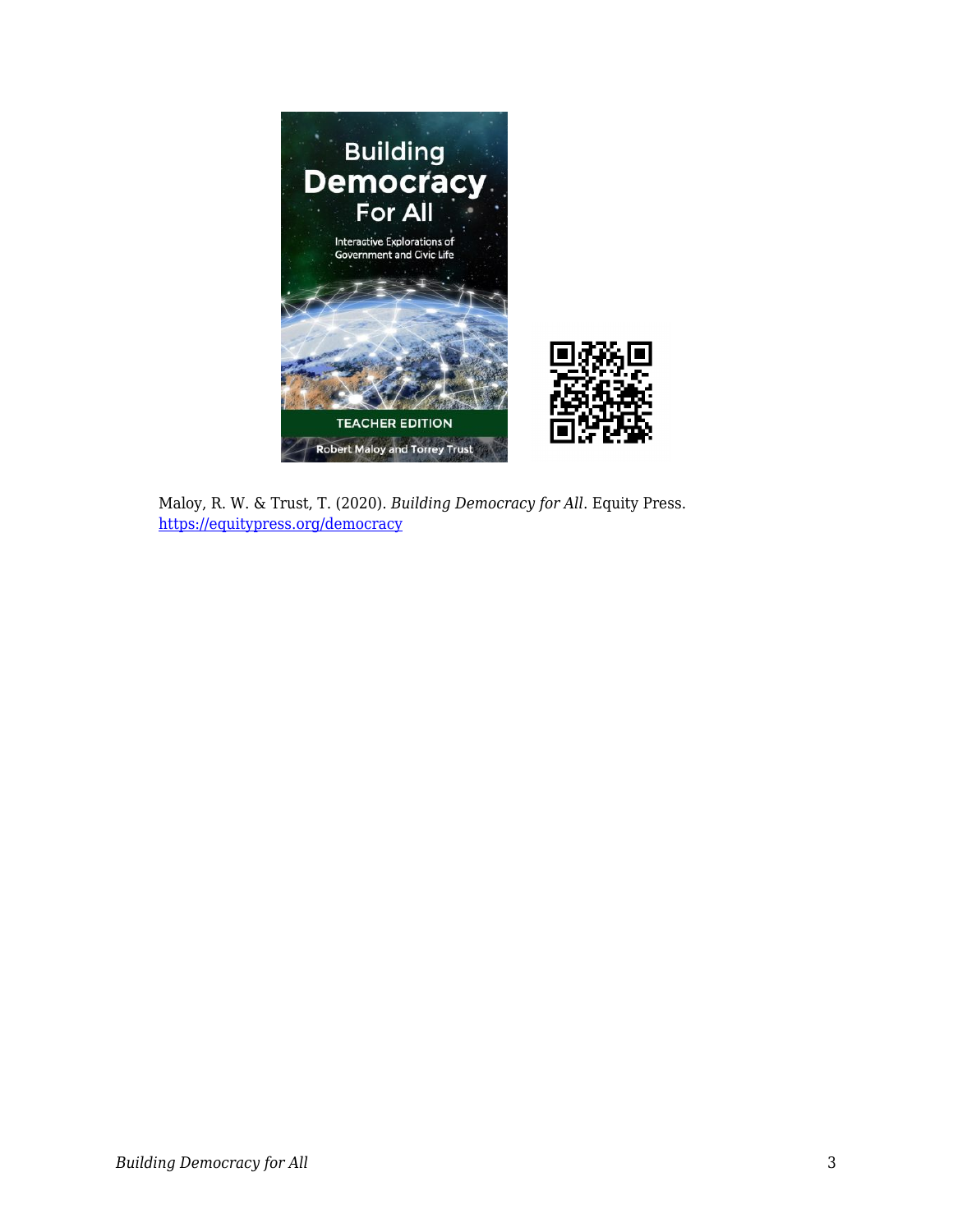Maloy, R. W. & Trust, T. (2020). *Building Democracy for All*. Equity Press. https://equitypress.org/democracy